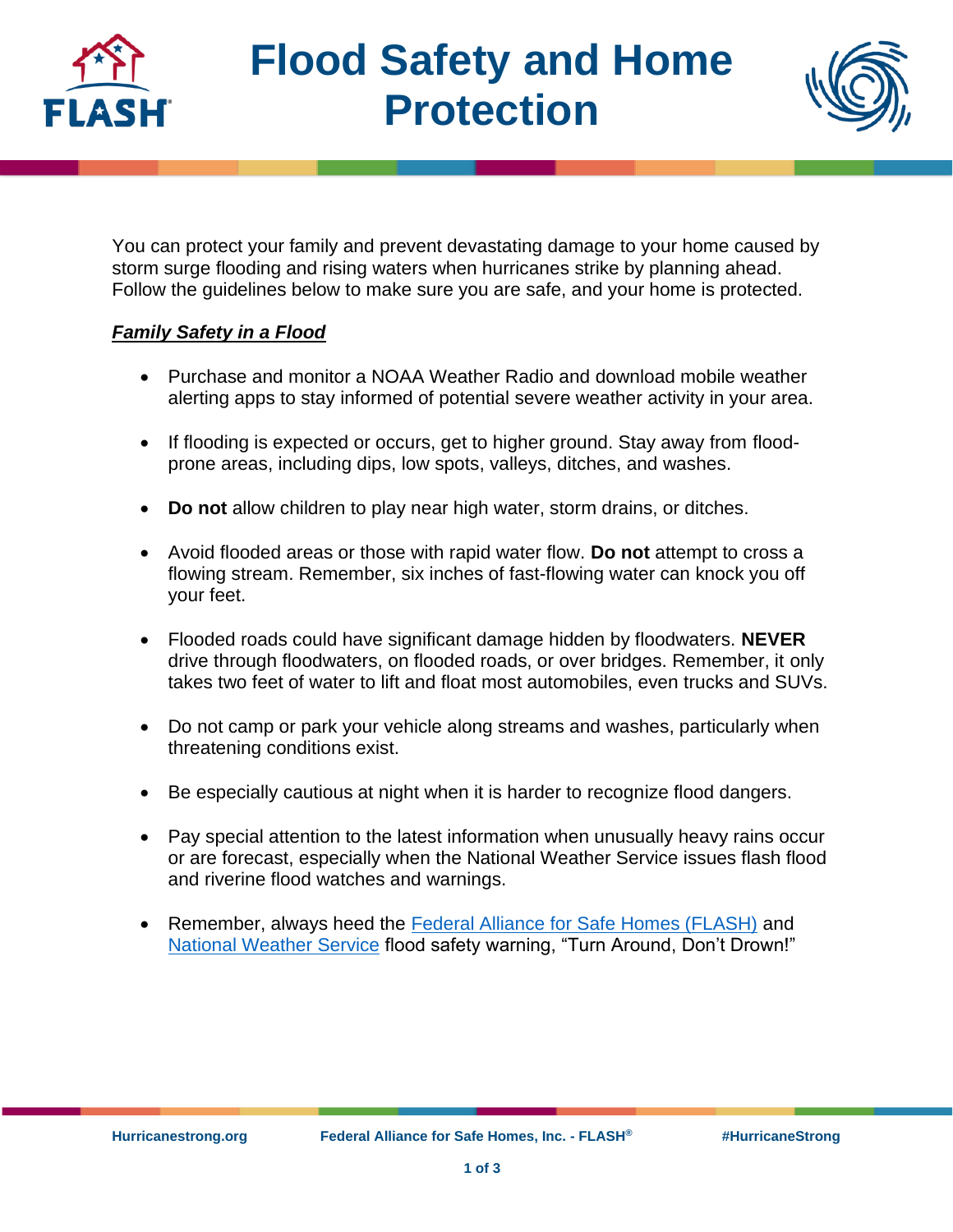# Flood Safety and Home Protection

You can protect your family and prevent devastating damage to your home caused by storm surge flooding and rising waters when hurricanes strike by planning ahead. Follow the guidelines below to make sure you are safe, and your home is protected.

***Family Safety in a Flood***

- Purchase and monitor a NOAA Weather Radio and download mobile weather alerting apps to stay informed of potential severe weather activity in your area.
- If flooding is expected or occurs, get to higher ground. Stay away from flood-prone areas, including dips, low spots, valleys, ditches, and washes.
- **Do not** allow children to play near high water, storm drains, or ditches.
- Avoid flooded areas or those with rapid water flow. **Do not** attempt to cross a flowing stream. Remember, six inches of fast-flowing water can knock you off your feet.
- Flooded roads could have significant damage hidden by floodwaters. **NEVER** drive through floodwaters, on flooded roads, or over bridges. Remember, it only takes two feet of water to lift and float most automobiles, even trucks and SUVs.
- Do not camp or park your vehicle along streams and washes, particularly when threatening conditions exist.
- Be especially cautious at night when it is harder to recognize flood dangers.
- Pay special attention to the latest information when unusually heavy rains occur or are forecast, especially when the National Weather Service issues flash flood and riverine flood watches and warnings.
- Remember, always heed the [Federal Alliance for Safe Homes (FLASH)] and [National Weather Service] flood safety warning, “Turn Around, Don’t Drown!”

Hurricanestrong.org | Federal Alliance for Safe Homes, Inc. - FLASH® | #HurricaneStrong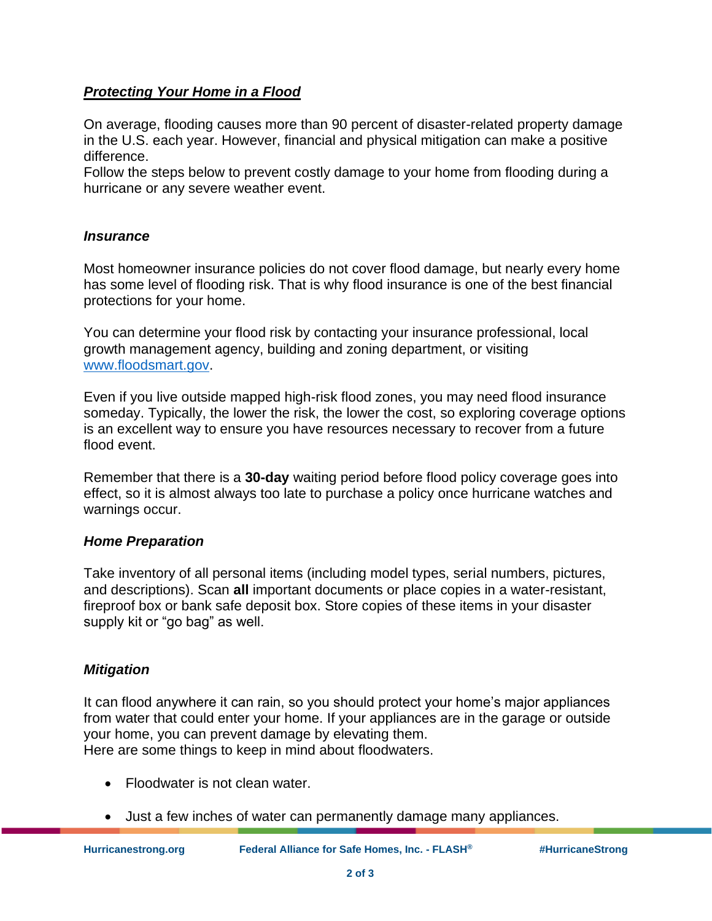***Protecting Your Home in a Flood***

On average, flooding causes more than 90 percent of disaster-related property damage in the U.S. each year. However, financial and physical mitigation can make a positive difference.
Follow the steps below to prevent costly damage to your home from flooding during a hurricane or any severe weather event.

***Insurance***

Most homeowner insurance policies do not cover flood damage, but nearly every home has some level of flooding risk. That is why flood insurance is one of the best financial protections for your home.

You can determine your flood risk by contacting your insurance professional, local growth management agency, building and zoning department, or visiting [www.floodsmart.gov](http://www.floodsmart.gov).

Even if you live outside mapped high-risk flood zones, you may need flood insurance someday. Typically, the lower the risk, the lower the cost, so exploring coverage options is an excellent way to ensure you have resources necessary to recover from a future flood event.

Remember that there is a **30-day** waiting period before flood policy coverage goes into effect, so it is almost always too late to purchase a policy once hurricane watches and warnings occur.

***Home Preparation***

Take inventory of all personal items (including model types, serial numbers, pictures, and descriptions). Scan **all** important documents or place copies in a water-resistant, fireproof box or bank safe deposit box. Store copies of these items in your disaster supply kit or "go bag" as well.

***Mitigation***

It can flood anywhere it can rain, so you should protect your home's major appliances from water that could enter your home. If your appliances are in the garage or outside your home, you can prevent damage by elevating them.
Here are some things to keep in mind about floodwaters.

- Floodwater is not clean water.
- Just a few inches of water can permanently damage many appliances.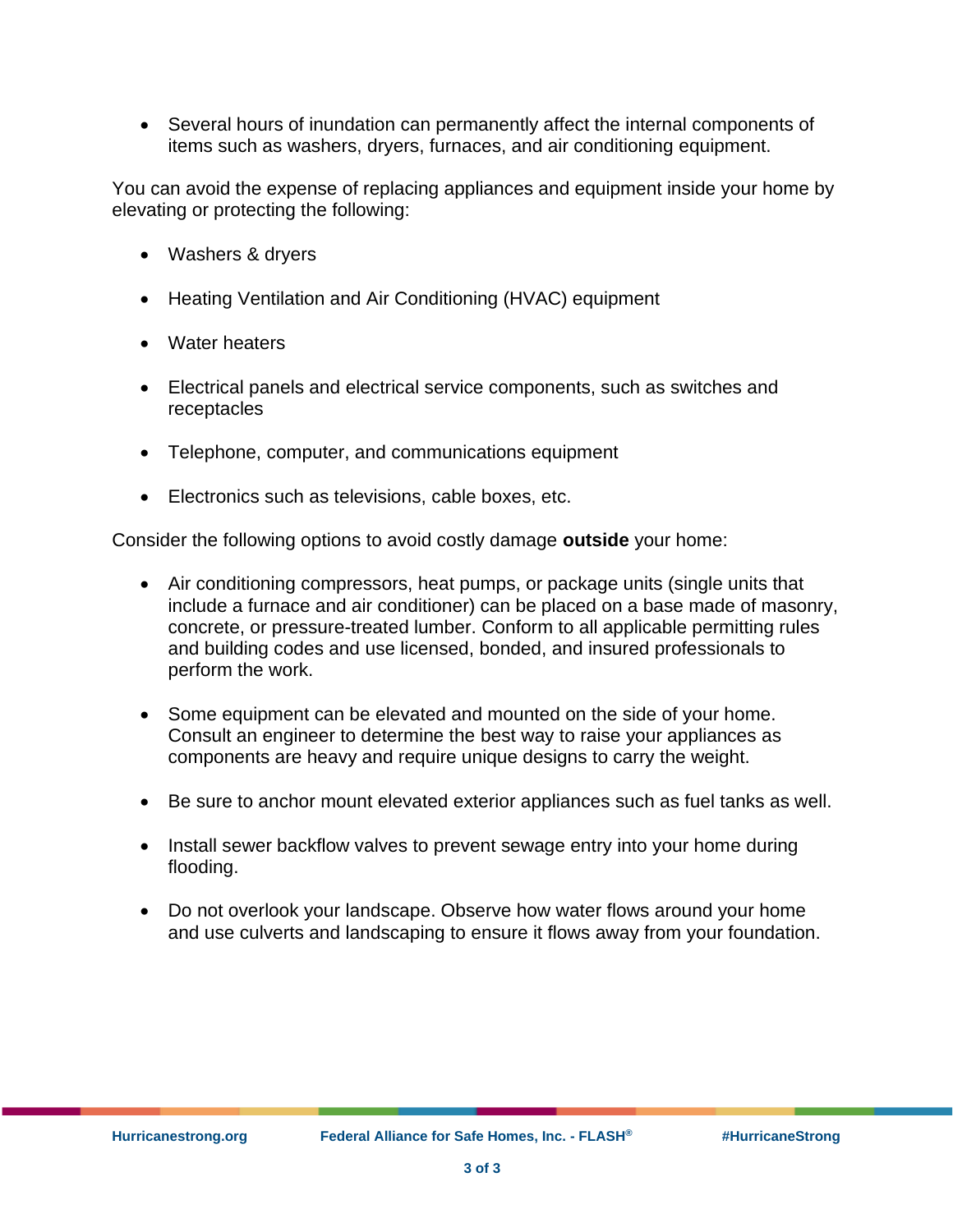- Several hours of inundation can permanently affect the internal components of items such as washers, dryers, furnaces, and air conditioning equipment.

You can avoid the expense of replacing appliances and equipment inside your home by elevating or protecting the following:

- Washers & dryers
- Heating Ventilation and Air Conditioning (HVAC) equipment
- Water heaters
- Electrical panels and electrical service components, such as switches and receptacles
- Telephone, computer, and communications equipment
- Electronics such as televisions, cable boxes, etc.

Consider the following options to avoid costly damage **outside** your home:

- Air conditioning compressors, heat pumps, or package units (single units that include a furnace and air conditioner) can be placed on a base made of masonry, concrete, or pressure-treated lumber. Conform to all applicable permitting rules and building codes and use licensed, bonded, and insured professionals to perform the work.
- Some equipment can be elevated and mounted on the side of your home. Consult an engineer to determine the best way to raise your appliances as components are heavy and require unique designs to carry the weight.
- Be sure to anchor mount elevated exterior appliances such as fuel tanks as well.
- Install sewer backflow valves to prevent sewage entry into your home during flooding.
- Do not overlook your landscape. Observe how water flows around your home and use culverts and landscaping to ensure it flows away from your foundation.